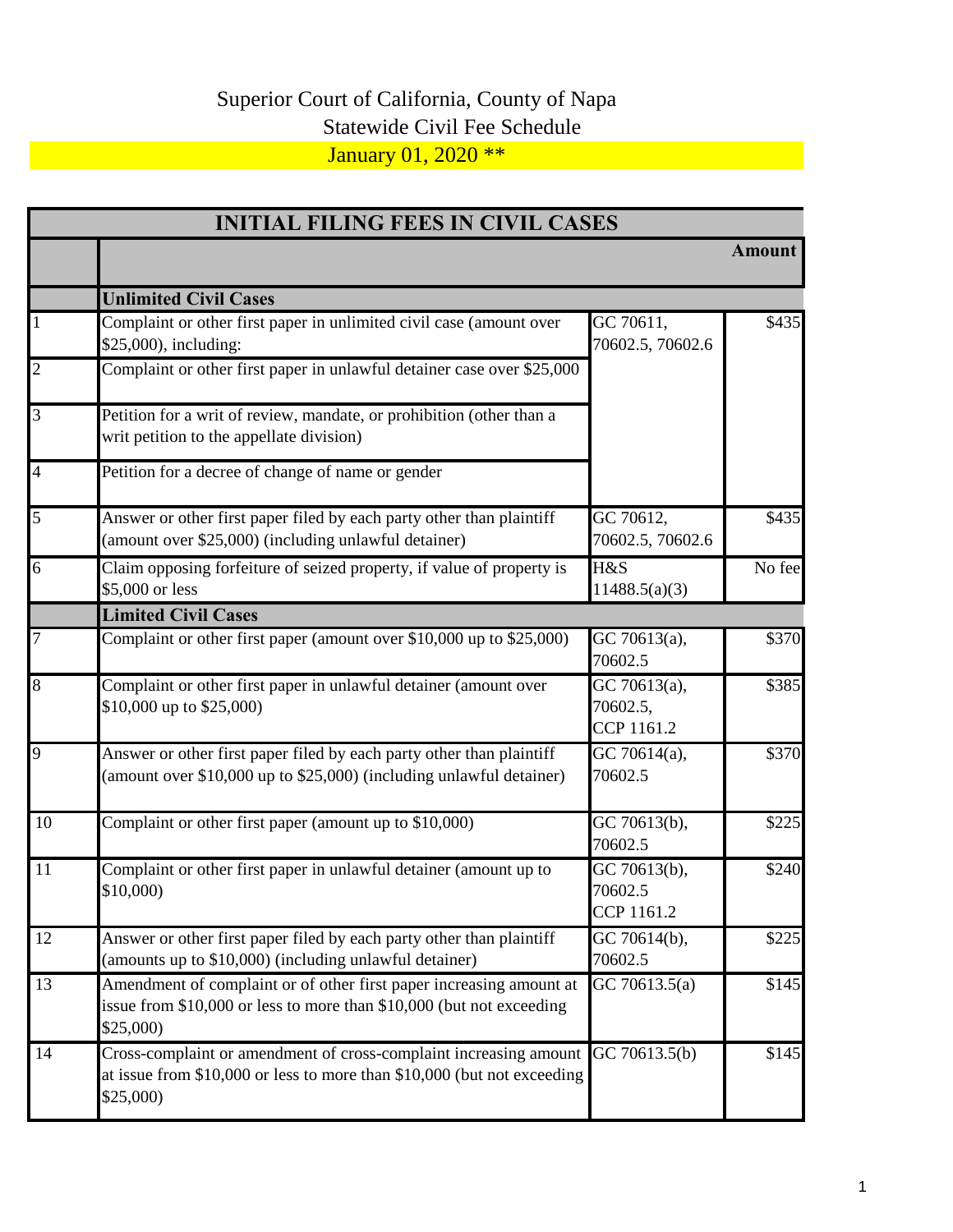# Superior Court of California, County of Napa

## Statewide Civil Fee Schedule

**January 01, 2020 \*\***

| INITIAL FILING FEES IN CIVIL CASES | | | |
|---|---|---|---|
| | | | **Amount** |
| | **Unlimited Civil Cases** | | |
| 1 | Complaint or other first paper in unlimited civil case (amount over $25,000), including: | GC 70611, 70602.5, 70602.6 | $435 |
| 2 | Complaint or other first paper in unlawful detainer case over $25,000 | | |
| 3 | Petition for a writ of review, mandate, or prohibition (other than a writ petition to the appellate division) | | |
| 4 | Petition for a decree of change of name or gender | | |
| 5 | Answer or other first paper filed by each party other than plaintiff (amount over $25,000) (including unlawful detainer) | GC 70612, 70602.5, 70602.6 | $435 |
| 6 | Claim opposing forfeiture of seized property, if value of property is $5,000 or less | H&S 11488.5(a)(3) | No fee |
| | **Limited Civil Cases** | | |
| 7 | Complaint or other first paper (amount over $10,000 up to $25,000) | GC 70613(a), 70602.5 | $370 |
| 8 | Complaint or other first paper in unlawful detainer (amount over $10,000 up to $25,000) | GC 70613(a), 70602.5, CCP 1161.2 | $385 |
| 9 | Answer or other first paper filed by each party other than plaintiff (amount over $10,000 up to $25,000) (including unlawful detainer) | GC 70614(a), 70602.5 | $370 |
| 10 | Complaint or other first paper (amount up to $10,000) | GC 70613(b), 70602.5 | $225 |
| 11 | Complaint or other first paper in unlawful detainer (amount up to $10,000) | GC 70613(b), 70602.5 CCP 1161.2 | $240 |
| 12 | Answer or other first paper filed by each party other than plaintiff (amounts up to $10,000) (including unlawful detainer) | GC 70614(b), 70602.5 | $225 |
| 13 | Amendment of complaint or of other first paper increasing amount at issue from $10,000 or less to more than $10,000 (but not exceeding $25,000) | GC 70613.5(a) | $145 |
| 14 | Cross-complaint or amendment of cross-complaint increasing amount at issue from $10,000 or less to more than $10,000 (but not exceeding $25,000) | GC 70613.5(b) | $145 |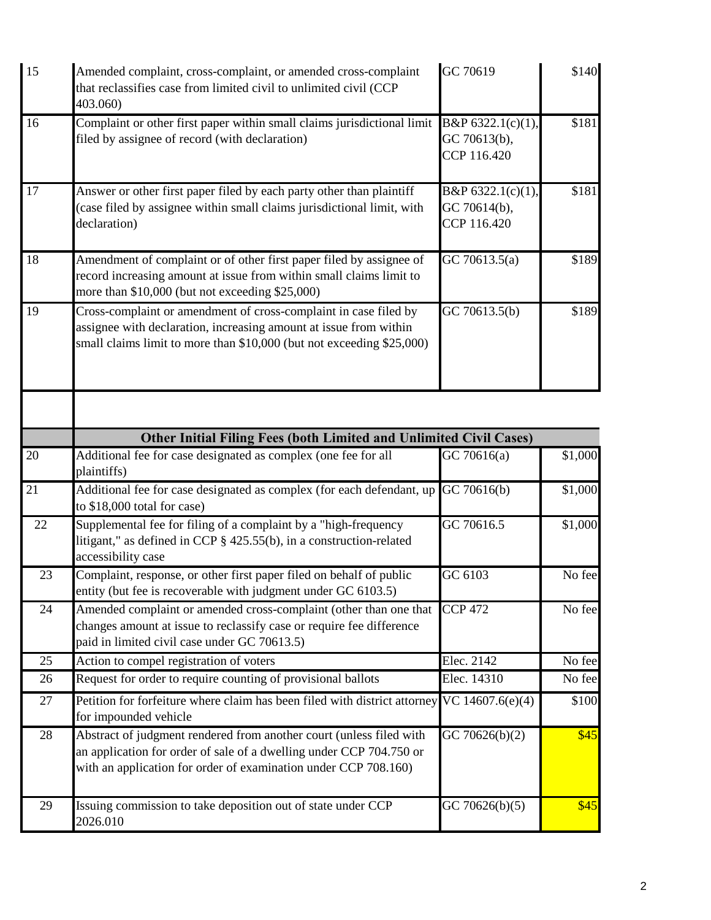| | | | |
|---|---|---|---|
| 15 | Amended complaint, cross-complaint, or amended cross-complaint that reclassifies case from limited civil to unlimited civil (CCP 403.060) | GC 70619 | $140 |
| 16 | Complaint or other first paper within small claims jurisdictional limit filed by assignee of record (with declaration) | B&P 6322.1(c)(1), GC 70613(b), CCP 116.420 | $181 |
| 17 | Answer or other first paper filed by each party other than plaintiff (case filed by assignee within small claims jurisdictional limit, with declaration) | B&P 6322.1(c)(1), GC 70614(b), CCP 116.420 | $181 |
| 18 | Amendment of complaint or of other first paper filed by assignee of record increasing amount at issue from within small claims limit to more than $10,000 (but not exceeding $25,000) | GC 70613.5(a) | $189 |
| 19 | Cross-complaint or amendment of cross-complaint in case filed by assignee with declaration, increasing amount at issue from within small claims limit to more than $10,000 (but not exceeding $25,000) | GC 70613.5(b) | $189 |
| | | | |
| | **Other Initial Filing Fees (both Limited and Unlimited Civil Cases)** | | |
| 20 | Additional fee for case designated as complex (one fee for all plaintiffs) | GC 70616(a) | $1,000 |
| 21 | Additional fee for case designated as complex (for each defendant, up to $18,000 total for case) | GC 70616(b) | $1,000 |
| 22 | Supplemental fee for filing of a complaint by a "high-frequency litigant," as defined in CCP § 425.55(b), in a construction-related accessibility case | GC 70616.5 | $1,000 |
| 23 | Complaint, response, or other first paper filed on behalf of public entity (but fee is recoverable with judgment under GC 6103.5) | GC 6103 | No fee |
| 24 | Amended complaint or amended cross-complaint (other than one that changes amount at issue to reclassify case or require fee difference paid in limited civil case under GC 70613.5) | CCP 472 | No fee |
| 25 | Action to compel registration of voters | Elec. 2142 | No fee |
| 26 | Request for order to require counting of provisional ballots | Elec. 14310 | No fee |
| 27 | Petition for forfeiture where claim has been filed with district attorney for impounded vehicle | VC 14607.6(e)(4) | $100 |
| 28 | Abstract of judgment rendered from another court (unless filed with an application for order of sale of a dwelling under CCP 704.750 or with an application for order of examination under CCP 708.160) | GC 70626(b)(2) | $45 |
| 29 | Issuing commission to take deposition out of state under CCP 2026.010 | GC 70626(b)(5) | $45 |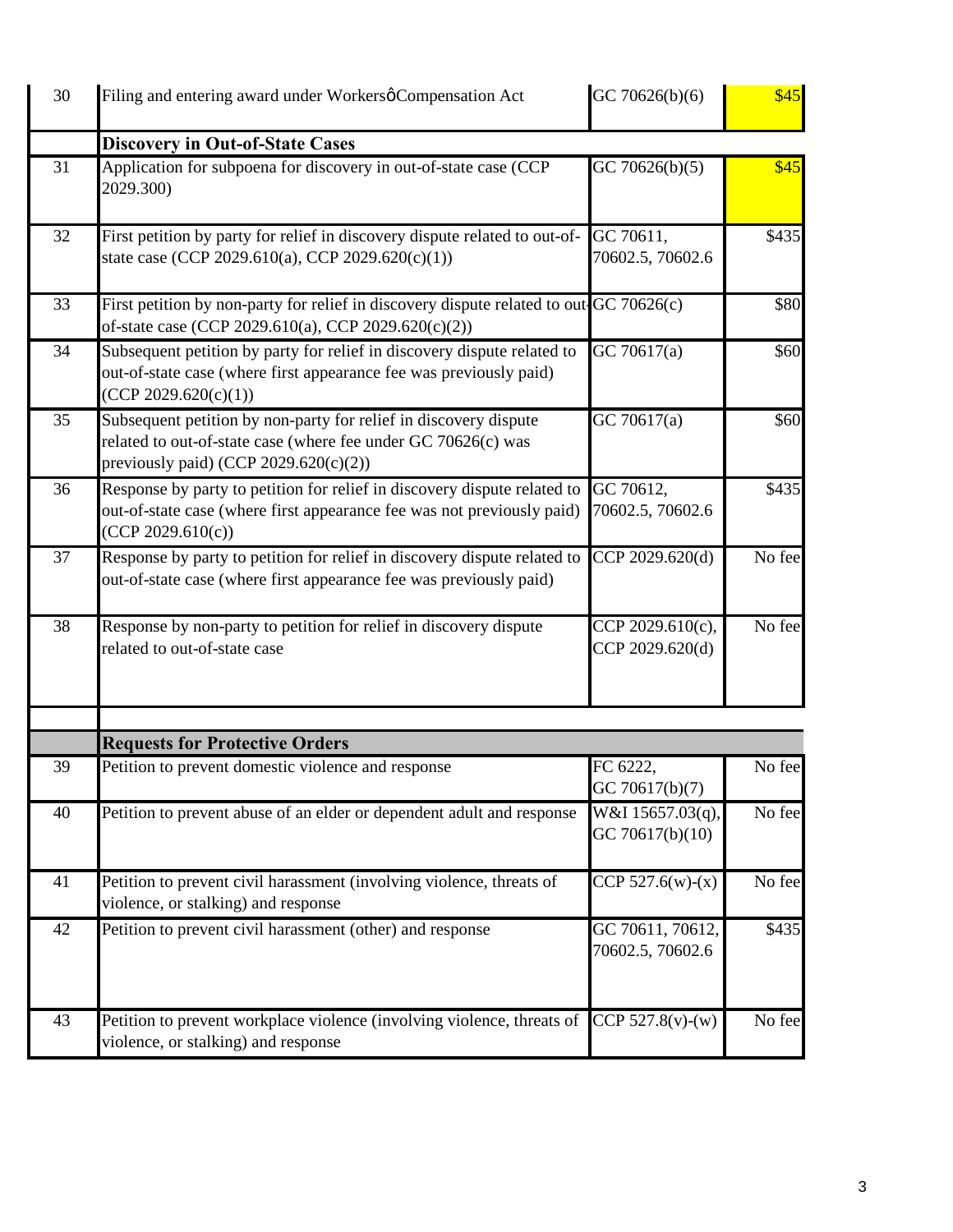| | | | |
|---|---|---|---|
| 30 | Filing and entering award under Workersϙ Compensation Act | GC 70626(b)(6) | $45 |
| | **Discovery in Out-of-State Cases** | | |
| 31 | Application for subpoena for discovery in out-of-state case (CCP 2029.300) | GC 70626(b)(5) | $45 |
| 32 | First petition by party for relief in discovery dispute related to out-of-state case (CCP 2029.610(a), CCP 2029.620(c)(1)) | GC 70611, 70602.5, 70602.6 | $435 |
| 33 | First petition by non-party for relief in discovery dispute related to out-of-state case (CCP 2029.610(a), CCP 2029.620(c)(2)) | GC 70626(c) | $80 |
| 34 | Subsequent petition by party for relief in discovery dispute related to out-of-state case (where first appearance fee was previously paid) (CCP 2029.620(c)(1)) | GC 70617(a) | $60 |
| 35 | Subsequent petition by non-party for relief in discovery dispute related to out-of-state case (where fee under GC 70626(c) was previously paid) (CCP 2029.620(c)(2)) | GC 70617(a) | $60 |
| 36 | Response by party to petition for relief in discovery dispute related to out-of-state case (where first appearance fee was not previously paid) (CCP 2029.610(c)) | GC 70612, 70602.5, 70602.6 | $435 |
| 37 | Response by party to petition for relief in discovery dispute related to out-of-state case (where first appearance fee was previously paid) | CCP 2029.620(d) | No fee |
| 38 | Response by non-party to petition for relief in discovery dispute related to out-of-state case | CCP 2029.610(c), CCP 2029.620(d) | No fee |
| | | | |
| | **Requests for Protective Orders** | | |
| 39 | Petition to prevent domestic violence and response | FC 6222, GC 70617(b)(7) | No fee |
| 40 | Petition to prevent abuse of an elder or dependent adult and response | W&I 15657.03(q), GC 70617(b)(10) | No fee |
| 41 | Petition to prevent civil harassment (involving violence, threats of violence, or stalking) and response | CCP 527.6(w)-(x) | No fee |
| 42 | Petition to prevent civil harassment (other) and response | GC 70611, 70612, 70602.5, 70602.6 | $435 |
| 43 | Petition to prevent workplace violence (involving violence, threats of violence, or stalking) and response | CCP 527.8(v)-(w) | No fee |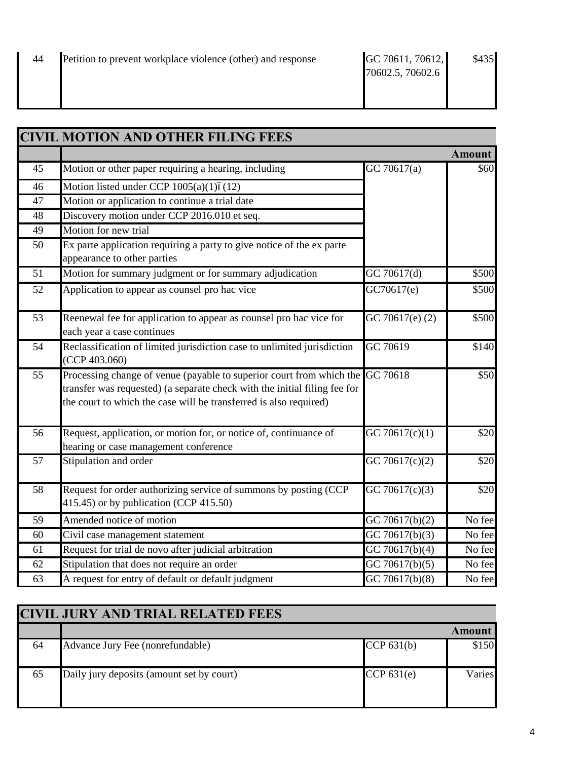| | | | |
|---|---|---|---|
| 44 | Petition to prevent workplace violence (other) and response | GC 70611, 70612, 70602.5, 70602.6 | $435 |

## CIVIL MOTION AND OTHER FILING FEES

| | | | Amount |
|---|---|---|---|
| 45 | Motion or other paper requiring a hearing, including | GC 70617(a) | $60 |
| 46 | Motion listed under CCP 1005(a)(1)ї (12) | | |
| 47 | Motion or application to continue a trial date | | |
| 48 | Discovery motion under CCP 2016.010 et seq. | | |
| 49 | Motion for new trial | | |
| 50 | Ex parte application requiring a party to give notice of the ex parte appearance to other parties | | |
| 51 | Motion for summary judgment or for summary adjudication | GC 70617(d) | $500 |
| 52 | Application to appear as counsel pro hac vice | GC70617(e) | $500 |
| 53 | Reenewal fee for application to appear as counsel pro hac vice for each year a case continues | GC 70617(e) (2) | $500 |
| 54 | Reclassification of limited jurisdiction case to unlimited jurisdiction (CCP 403.060) | GC 70619 | $140 |
| 55 | Processing change of venue (payable to superior court from which the transfer was requested) (a separate check with the initial filing fee for the court to which the case will be transferred is also required) | GC 70618 | $50 |
| 56 | Request, application, or motion for, or notice of, continuance of hearing or case management conference | GC 70617(c)(1) | $20 |
| 57 | Stipulation and order | GC 70617(c)(2) | $20 |
| 58 | Request for order authorizing service of summons by posting (CCP 415.45) or by publication (CCP 415.50) | GC 70617(c)(3) | $20 |
| 59 | Amended notice of motion | GC 70617(b)(2) | No fee |
| 60 | Civil case management statement | GC 70617(b)(3) | No fee |
| 61 | Request for trial de novo after judicial arbitration | GC 70617(b)(4) | No fee |
| 62 | Stipulation that does not require an order | GC 70617(b)(5) | No fee |
| 63 | A request for entry of default or default judgment | GC 70617(b)(8) | No fee |

## CIVIL JURY AND TRIAL RELATED FEES

| | | | Amount |
|---|---|---|---|
| 64 | Advance Jury Fee (nonrefundable) | CCP 631(b) | $150 |
| 65 | Daily jury deposits (amount set by court) | CCP 631(e) | Varies |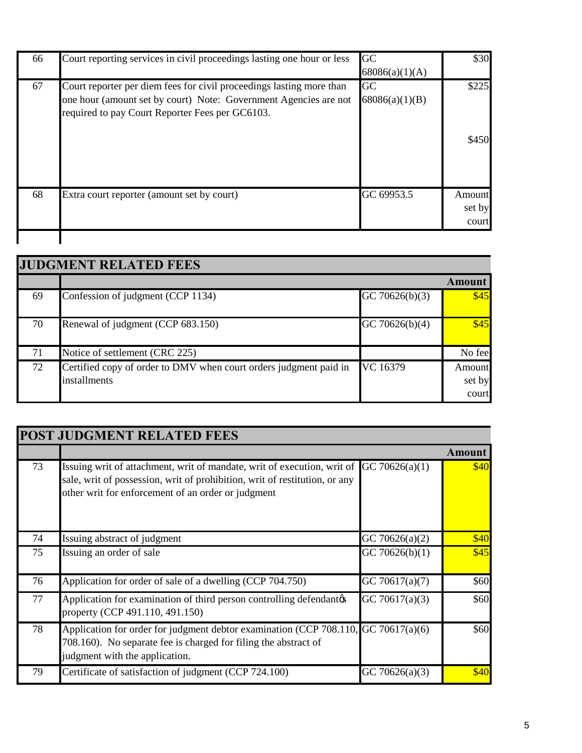| | | | |
|---|---|---|---|
| 66 | Court reporting services in civil proceedings lasting one hour or less | GC 68086(a)(1)(A) | $30 |
| 67 | Court reporter per diem fees for civil proceedings lasting more than one hour (amount set by court) Note: Government Agencies are not required to pay Court Reporter Fees per GC6103. | GC 68086(a)(1)(B) | $225<br><br>$450 |
| 68 | Extra court reporter (amount set by court) | GC 69953.5 | Amount set by court |

## JUDGMENT RELATED FEES

| | | | Amount |
|---|---|---|---|
| 69 | Confession of judgment (CCP 1134) | GC 70626(b)(3) | $45 |
| 70 | Renewal of judgment (CCP 683.150) | GC 70626(b)(4) | $45 |
| 71 | Notice of settlement (CRC 225) | | No fee |
| 72 | Certified copy of order to DMV when court orders judgment paid in installments | VC 16379 | Amount set by court |

## POST JUDGMENT RELATED FEES

| | | | Amount |
|---|---|---|---|
| 73 | Issuing writ of attachment, writ of mandate, writ of execution, writ of sale, writ of possession, writ of prohibition, writ of restitution, or any other writ for enforcement of an order or judgment | GC 70626(a)(1) | $40 |
| 74 | Issuing abstract of judgment | GC 70626(a)(2) | $40 |
| 75 | Issuing an order of sale | GC 70626(b)(1) | $45 |
| 76 | Application for order of sale of a dwelling (CCP 704.750) | GC 70617(a)(7) | $60 |
| 77 | Application for examination of third person controlling defendant's property (CCP 491.110, 491.150) | GC 70617(a)(3) | $60 |
| 78 | Application for order for judgment debtor examination (CCP 708.110, 708.160). No separate fee is charged for filing the abstract of judgment with the application. | GC 70617(a)(6) | $60 |
| 79 | Certificate of satisfaction of judgment (CCP 724.100) | GC 70626(a)(3) | $40 |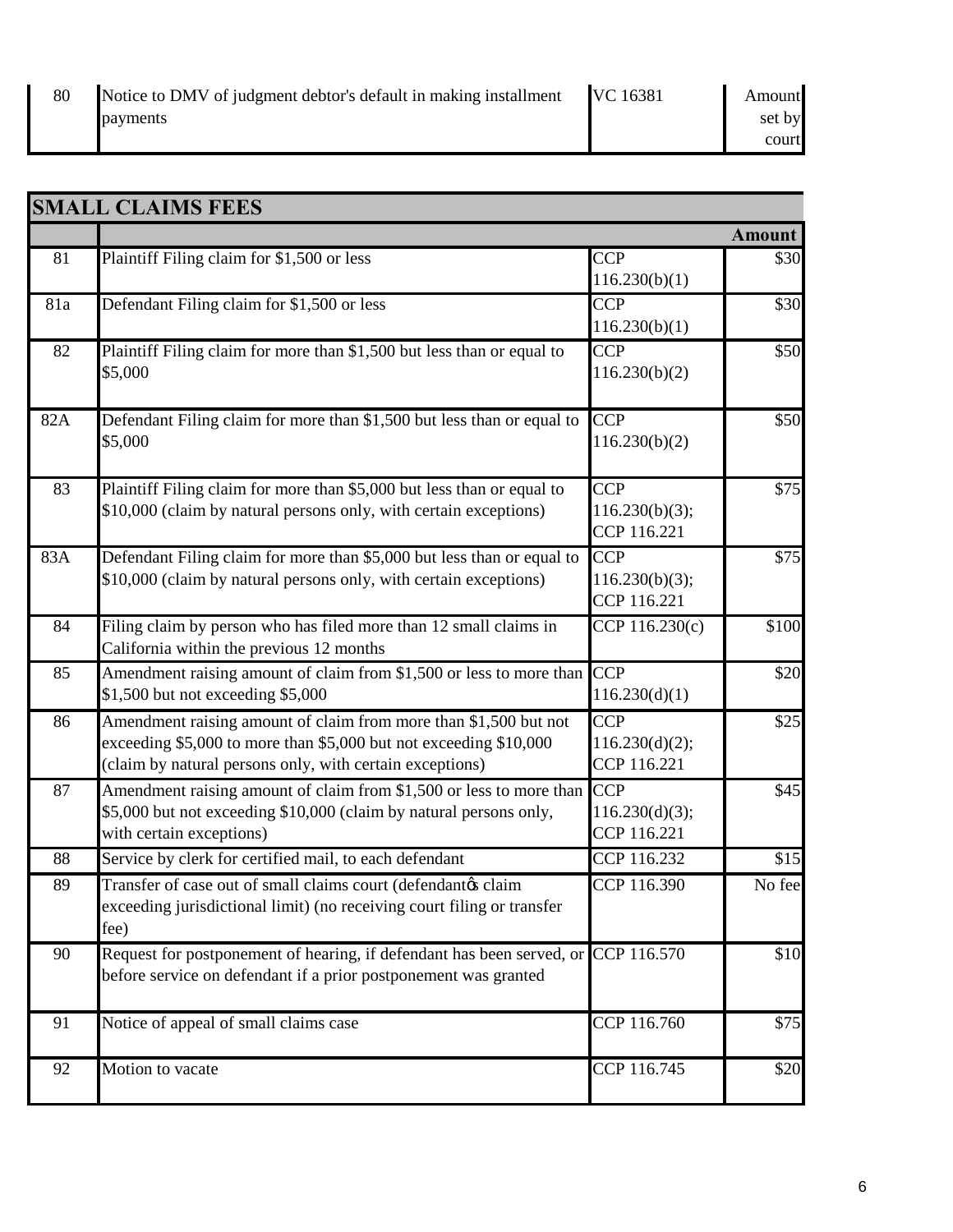| | | | |
|---|---|---|---|
| 80 | Notice to DMV of judgment debtor's default in making installment payments | VC 16381 | Amount set by court |

## SMALL CLAIMS FEES

| | | | Amount |
|---|---|---|---|
| 81 | Plaintiff Filing claim for $1,500 or less | CCP 116.230(b)(1) | $30 |
| 81a | Defendant Filing claim for $1,500 or less | CCP 116.230(b)(1) | $30 |
| 82 | Plaintiff Filing claim for more than $1,500 but less than or equal to $5,000 | CCP 116.230(b)(2) | $50 |
| 82A | Defendant Filing claim for more than $1,500 but less than or equal to $5,000 | CCP 116.230(b)(2) | $50 |
| 83 | Plaintiff Filing claim for more than $5,000 but less than or equal to $10,000 (claim by natural persons only, with certain exceptions) | CCP 116.230(b)(3); CCP 116.221 | $75 |
| 83A | Defendant Filing claim for more than $5,000 but less than or equal to $10,000 (claim by natural persons only, with certain exceptions) | CCP 116.230(b)(3); CCP 116.221 | $75 |
| 84 | Filing claim by person who has filed more than 12 small claims in California within the previous 12 months | CCP 116.230(c) | $100 |
| 85 | Amendment raising amount of claim from $1,500 or less to more than $1,500 but not exceeding $5,000 | CCP 116.230(d)(1) | $20 |
| 86 | Amendment raising amount of claim from more than $1,500 but not exceeding $5,000 to more than $5,000 but not exceeding $10,000 (claim by natural persons only, with certain exceptions) | CCP 116.230(d)(2); CCP 116.221 | $25 |
| 87 | Amendment raising amount of claim from $1,500 or less to more than $5,000 but not exceeding $10,000 (claim by natural persons only, with certain exceptions) | CCP 116.230(d)(3); CCP 116.221 | $45 |
| 88 | Service by clerk for certified mail, to each defendant | CCP 116.232 | $15 |
| 89 | Transfer of case out of small claims court (defendant's claim exceeding jurisdictional limit) (no receiving court filing or transfer fee) | CCP 116.390 | No fee |
| 90 | Request for postponement of hearing, if defendant has been served, or before service on defendant if a prior postponement was granted | CCP 116.570 | $10 |
| 91 | Notice of appeal of small claims case | CCP 116.760 | $75 |
| 92 | Motion to vacate | CCP 116.745 | $20 |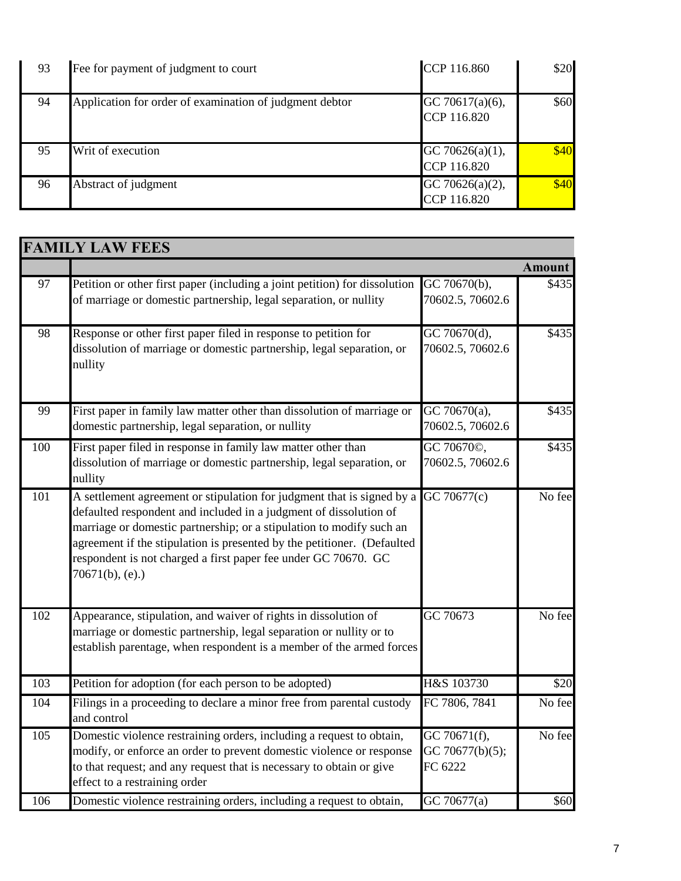| 93 | Fee for payment of judgment to court | CCP 116.860 | $20 |
|---|---|---|---|
| 94 | Application for order of examination of judgment debtor | GC 70617(a)(6), CCP 116.820 | $60 |
| 95 | Writ of execution | GC 70626(a)(1), CCP 116.820 | $40 |
| 96 | Abstract of judgment | GC 70626(a)(2), CCP 116.820 | $40 |

## FAMILY LAW FEES

| | | | Amount |
|---|---|---|---|
| 97 | Petition or other first paper (including a joint petition) for dissolution of marriage or domestic partnership, legal separation, or nullity | GC 70670(b), 70602.5, 70602.6 | $435 |
| 98 | Response or other first paper filed in response to petition for dissolution of marriage or domestic partnership, legal separation, or nullity | GC 70670(d), 70602.5, 70602.6 | $435 |
| 99 | First paper in family law matter other than dissolution of marriage or domestic partnership, legal separation, or nullity | GC 70670(a), 70602.5, 70602.6 | $435 |
| 100 | First paper filed in response in family law matter other than dissolution of marriage or domestic partnership, legal separation, or nullity | GC 70670©, 70602.5, 70602.6 | $435 |
| 101 | A settlement agreement or stipulation for judgment that is signed by a defaulted respondent and included in a judgment of dissolution of marriage or domestic partnership; or a stipulation to modify such an agreement if the stipulation is presented by the petitioner. (Defaulted respondent is not charged a first paper fee under GC 70670. GC 70671(b), (e).) | GC 70677(c) | No fee |
| 102 | Appearance, stipulation, and waiver of rights in dissolution of marriage or domestic partnership, legal separation or nullity or to establish parentage, when respondent is a member of the armed forces | GC 70673 | No fee |
| 103 | Petition for adoption (for each person to be adopted) | H&S 103730 | $20 |
| 104 | Filings in a proceeding to declare a minor free from parental custody and control | FC 7806, 7841 | No fee |
| 105 | Domestic violence restraining orders, including a request to obtain, modify, or enforce an order to prevent domestic violence or response to that request; and any request that is necessary to obtain or give effect to a restraining order | GC 70671(f), GC 70677(b)(5); FC 6222 | No fee |
| 106 | Domestic violence restraining orders, including a request to obtain, | GC 70677(a) | $60 |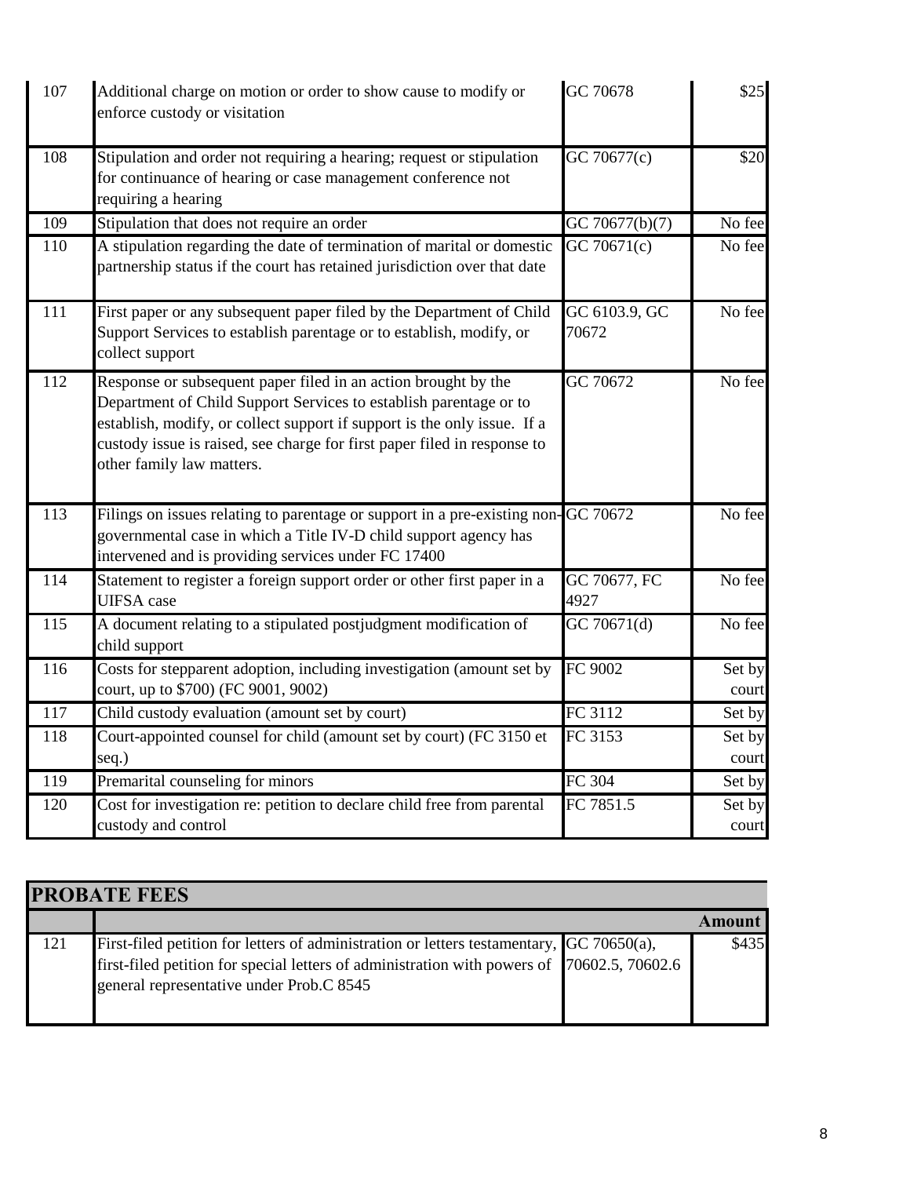| | | | |
|---|---|---|---|
| 107 | Additional charge on motion or order to show cause to modify or enforce custody or visitation | GC 70678 | $25 |
| 108 | Stipulation and order not requiring a hearing; request or stipulation for continuance of hearing or case management conference not requiring a hearing | GC 70677(c) | $20 |
| 109 | Stipulation that does not require an order | GC 70677(b)(7) | No fee |
| 110 | A stipulation regarding the date of termination of marital or domestic partnership status if the court has retained jurisdiction over that date | GC 70671(c) | No fee |
| 111 | First paper or any subsequent paper filed by the Department of Child Support Services to establish parentage or to establish, modify, or collect support | GC 6103.9, GC 70672 | No fee |
| 112 | Response or subsequent paper filed in an action brought by the Department of Child Support Services to establish parentage or to establish, modify, or collect support if support is the only issue. If a custody issue is raised, see charge for first paper filed in response to other family law matters. | GC 70672 | No fee |
| 113 | Filings on issues relating to parentage or support in a pre-existing non-governmental case in which a Title IV-D child support agency has intervened and is providing services under FC 17400 | GC 70672 | No fee |
| 114 | Statement to register a foreign support order or other first paper in a UIFSA case | GC 70677, FC 4927 | No fee |
| 115 | A document relating to a stipulated postjudgment modification of child support | GC 70671(d) | No fee |
| 116 | Costs for stepparent adoption, including investigation (amount set by court, up to $700) (FC 9001, 9002) | FC 9002 | Set by court |
| 117 | Child custody evaluation (amount set by court) | FC 3112 | Set by |
| 118 | Court-appointed counsel for child (amount set by court) (FC 3150 et seq.) | FC 3153 | Set by court |
| 119 | Premarital counseling for minors | FC 304 | Set by |
| 120 | Cost for investigation re: petition to declare child free from parental custody and control | FC 7851.5 | Set by court |

| **PROBATE FEES** | | | |
|---|---|---|---|
| | | | **Amount** |
| 121 | First-filed petition for letters of administration or letters testamentary, first-filed petition for special letters of administration with powers of general representative under Prob.C 8545 | GC 70650(a), 70602.5, 70602.6 | $435 |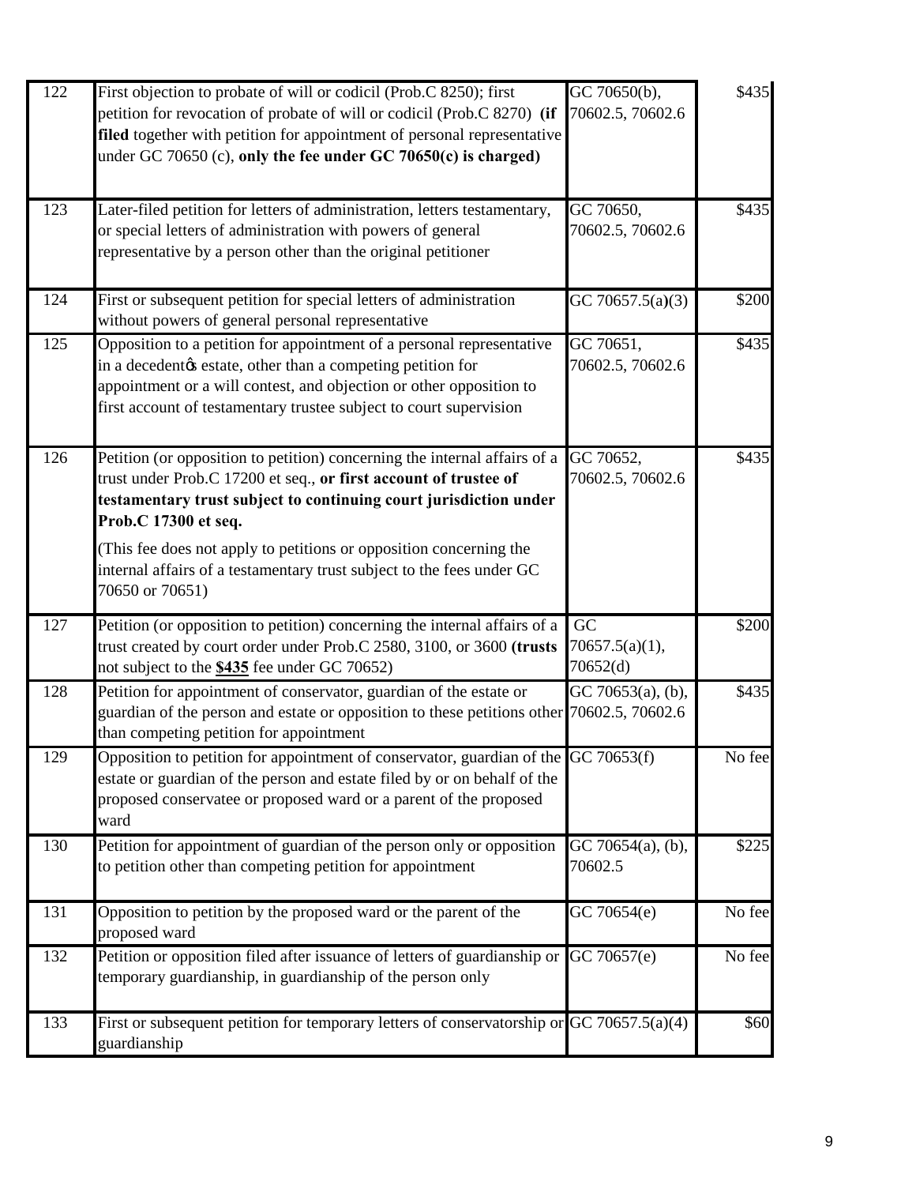| | | | |
|---|---|---|---|
| 122 | First objection to probate of will or codicil (Prob.C 8250); first petition for revocation of probate of will or codicil (Prob.C 8270) **(if filed** together with petition for appointment of personal representative under GC 70650 (c), **only the fee under GC 70650(c) is charged)** | GC 70650(b), 70602.5, 70602.6 | $435 |
| 123 | Later-filed petition for letters of administration, letters testamentary, or special letters of administration with powers of general representative by a person other than the original petitioner | GC 70650, 70602.5, 70602.6 | $435 |
| 124 | First or subsequent petition for special letters of administration without powers of general personal representative | GC 70657.5(a)(3) | $200 |
| 125 | Opposition to a petition for appointment of a personal representative in a decedent's estate, other than a competing petition for appointment or a will contest, and objection or other opposition to first account of testamentary trustee subject to court supervision | GC 70651, 70602.5, 70602.6 | $435 |
| 126 | Petition (or opposition to petition) concerning the internal affairs of a trust under Prob.C 17200 et seq., **or first account of trustee of testamentary trust subject to continuing court jurisdiction under Prob.C 17300 et seq.** (This fee does not apply to petitions or opposition concerning the internal affairs of a testamentary trust subject to the fees under GC 70650 or 70651) | GC 70652, 70602.5, 70602.6 | $435 |
| 127 | Petition (or opposition to petition) concerning the internal affairs of a trust created by court order under Prob.C 2580, 3100, or 3600 **(trusts** not subject to the **$435** fee under GC 70652) | GC 70657.5(a)(1), 70652(d) | $200 |
| 128 | Petition for appointment of conservator, guardian of the estate or guardian of the person and estate or opposition to these petitions other than competing petition for appointment | GC 70653(a), (b), 70602.5, 70602.6 | $435 |
| 129 | Opposition to petition for appointment of conservator, guardian of the estate or guardian of the person and estate filed by or on behalf of the proposed conservatee or proposed ward or a parent of the proposed ward | GC 70653(f) | No fee |
| 130 | Petition for appointment of guardian of the person only or opposition to petition other than competing petition for appointment | GC 70654(a), (b), 70602.5 | $225 |
| 131 | Opposition to petition by the proposed ward or the parent of the proposed ward | GC 70654(e) | No fee |
| 132 | Petition or opposition filed after issuance of letters of guardianship or temporary guardianship, in guardianship of the person only | GC 70657(e) | No fee |
| 133 | First or subsequent petition for temporary letters of conservatorship or guardianship | GC 70657.5(a)(4) | $60 |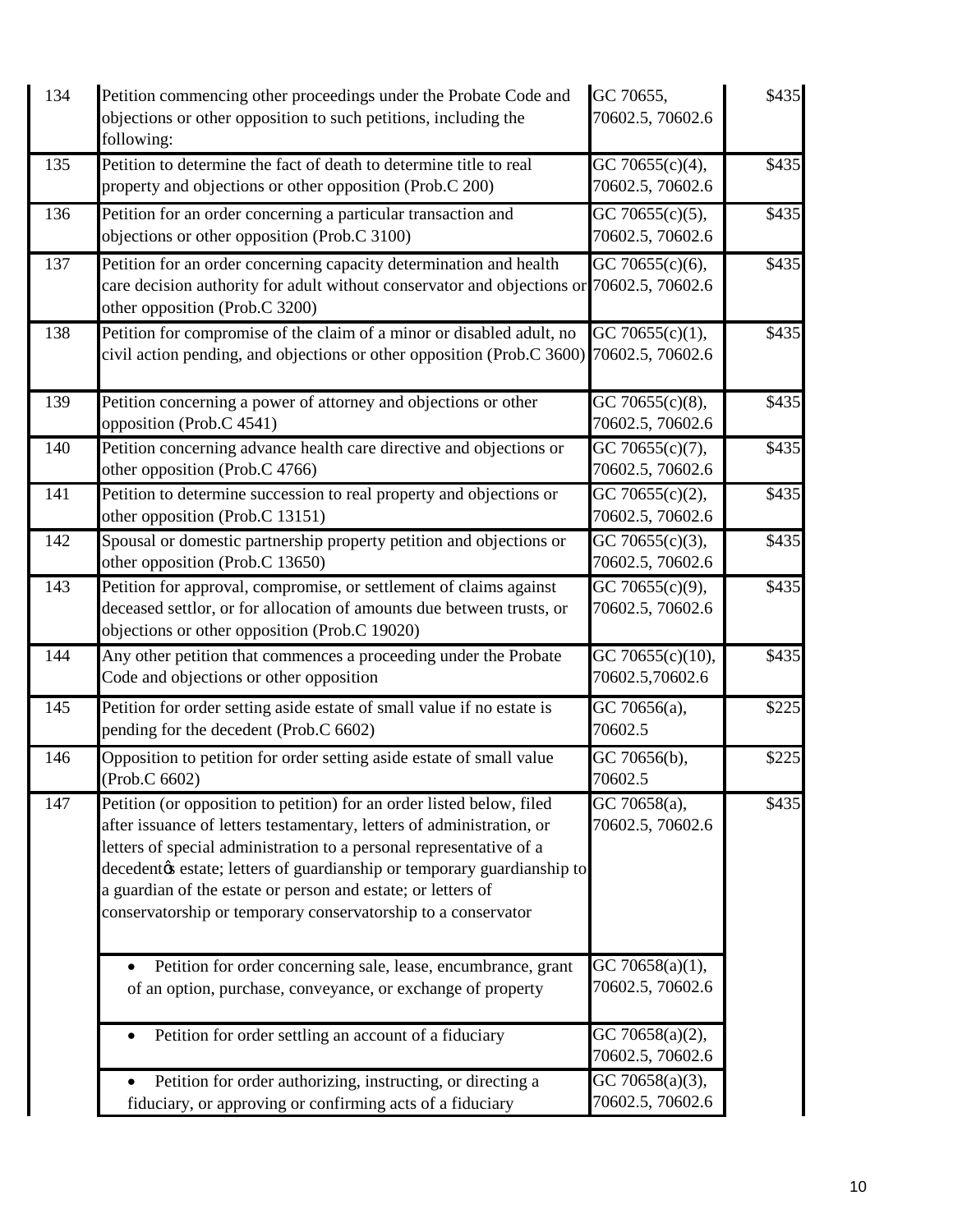| 134 | Petition commencing other proceedings under the Probate Code and objections or other opposition to such petitions, including the following: | GC 70655, 70602.5, 70602.6 | $435 |
|---|---|---|---|
| 135 | Petition to determine the fact of death to determine title to real property and objections or other opposition (Prob.C 200) | GC 70655(c)(4), 70602.5, 70602.6 | $435 |
| 136 | Petition for an order concerning a particular transaction and objections or other opposition (Prob.C 3100) | GC 70655(c)(5), 70602.5, 70602.6 | $435 |
| 137 | Petition for an order concerning capacity determination and health care decision authority for adult without conservator and objections or other opposition (Prob.C 3200) | GC 70655(c)(6), 70602.5, 70602.6 | $435 |
| 138 | Petition for compromise of the claim of a minor or disabled adult, no civil action pending, and objections or other opposition (Prob.C 3600) | GC 70655(c)(1), 70602.5, 70602.6 | $435 |
| 139 | Petition concerning a power of attorney and objections or other opposition (Prob.C 4541) | GC 70655(c)(8), 70602.5, 70602.6 | $435 |
| 140 | Petition concerning advance health care directive and objections or other opposition (Prob.C 4766) | GC 70655(c)(7), 70602.5, 70602.6 | $435 |
| 141 | Petition to determine succession to real property and objections or other opposition (Prob.C 13151) | GC 70655(c)(2), 70602.5, 70602.6 | $435 |
| 142 | Spousal or domestic partnership property petition and objections or other opposition (Prob.C 13650) | GC 70655(c)(3), 70602.5, 70602.6 | $435 |
| 143 | Petition for approval, compromise, or settlement of claims against deceased settlor, or for allocation of amounts due between trusts, or objections or other opposition (Prob.C 19020) | GC 70655(c)(9), 70602.5, 70602.6 | $435 |
| 144 | Any other petition that commences a proceeding under the Probate Code and objections or other opposition | GC 70655(c)(10), 70602.5,70602.6 | $435 |
| 145 | Petition for order setting aside estate of small value if no estate is pending for the decedent (Prob.C 6602) | GC 70656(a), 70602.5 | $225 |
| 146 | Opposition to petition for order setting aside estate of small value (Prob.C 6602) | GC 70656(b), 70602.5 | $225 |
| 147 | Petition (or opposition to petition) for an order listed below, filed after issuance of letters testamentary, letters of administration, or letters of special administration to a personal representative of a decedentøs estate; letters of guardianship or temporary guardianship to a guardian of the estate or person and estate; or letters of conservatorship or temporary conservatorship to a conservator | GC 70658(a), 70602.5, 70602.6 | $435 |
| | • Petition for order concerning sale, lease, encumbrance, grant of an option, purchase, conveyance, or exchange of property | GC 70658(a)(1), 70602.5, 70602.6 | |
| | • Petition for order settling an account of a fiduciary | GC 70658(a)(2), 70602.5, 70602.6 | |
| | • Petition for order authorizing, instructing, or directing a fiduciary, or approving or confirming acts of a fiduciary | GC 70658(a)(3), 70602.5, 70602.6 | |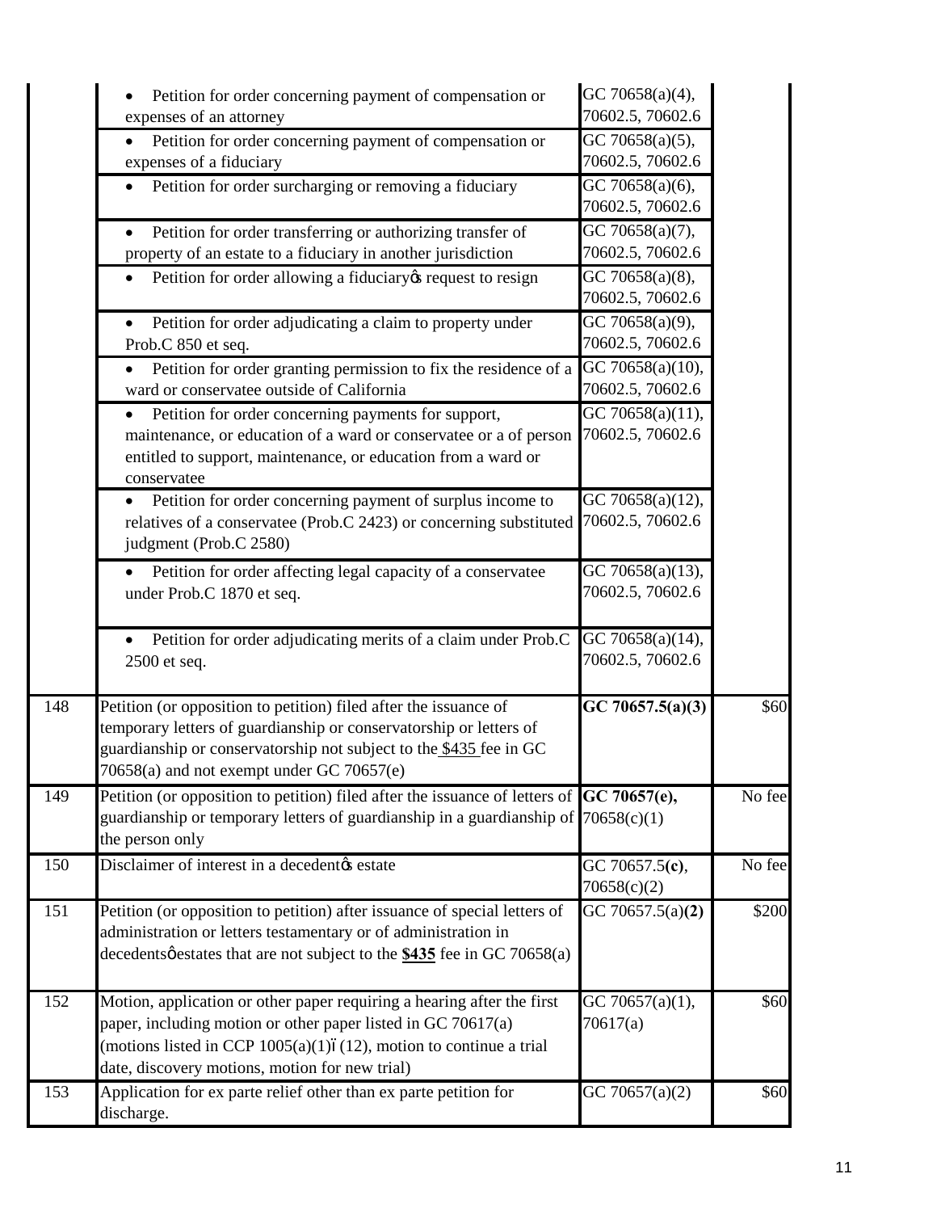| | | | |
|---|---|---|---|
| | • Petition for order concerning payment of compensation or expenses of an attorney | GC 70658(a)(4), 70602.5, 70602.6 | |
| | • Petition for order concerning payment of compensation or expenses of a fiduciary | GC 70658(a)(5), 70602.5, 70602.6 | |
| | • Petition for order surcharging or removing a fiduciary | GC 70658(a)(6), 70602.5, 70602.6 | |
| | • Petition for order transferring or authorizing transfer of property of an estate to a fiduciary in another jurisdiction | GC 70658(a)(7), 70602.5, 70602.6 | |
| | • Petition for order allowing a fiduciary's request to resign | GC 70658(a)(8), 70602.5, 70602.6 | |
| | • Petition for order adjudicating a claim to property under Prob.C 850 et seq. | GC 70658(a)(9), 70602.5, 70602.6 | |
| | • Petition for order granting permission to fix the residence of a ward or conservatee outside of California | GC 70658(a)(10), 70602.5, 70602.6 | |
| | • Petition for order concerning payments for support, maintenance, or education of a ward or conservatee or a of person entitled to support, maintenance, or education from a ward or conservatee | GC 70658(a)(11), 70602.5, 70602.6 | |
| | • Petition for order concerning payment of surplus income to relatives of a conservatee (Prob.C 2423) or concerning substituted judgment (Prob.C 2580) | GC 70658(a)(12), 70602.5, 70602.6 | |
| | • Petition for order affecting legal capacity of a conservatee under Prob.C 1870 et seq. | GC 70658(a)(13), 70602.5, 70602.6 | |
| | • Petition for order adjudicating merits of a claim under Prob.C 2500 et seq. | GC 70658(a)(14), 70602.5, 70602.6 | |
| 148 | Petition (or opposition to petition) filed after the issuance of temporary letters of guardianship or conservatorship or letters of guardianship or conservatorship not subject to the <u>$435</u> fee in GC 70658(a) and not exempt under GC 70657(e) | **GC 70657.5(a)(3)** | $60 |
| 149 | Petition (or opposition to petition) filed after the issuance of letters of guardianship or temporary letters of guardianship in a guardianship of the person only | **GC 70657(e),** 70658(c)(1) | No fee |
| 150 | Disclaimer of interest in a decedent's estate | GC 70657.5**(c)**, 70658(c)(2) | No fee |
| 151 | Petition (or opposition to petition) after issuance of special letters of administration or letters testamentary or of administration in decedents' estates that are not subject to the **<u>$435</u>** fee in GC 70658(a) | GC 70657.5(a)**(2)** | $200 |
| 152 | Motion, application or other paper requiring a hearing after the first paper, including motion or other paper listed in GC 70617(a) (motions listed in CCP 1005(a)(1)–(12), motion to continue a trial date, discovery motions, motion for new trial) | GC 70657(a)(1), 70617(a) | $60 |
| 153 | Application for ex parte relief other than ex parte petition for discharge. | GC 70657(a)(2) | $60 |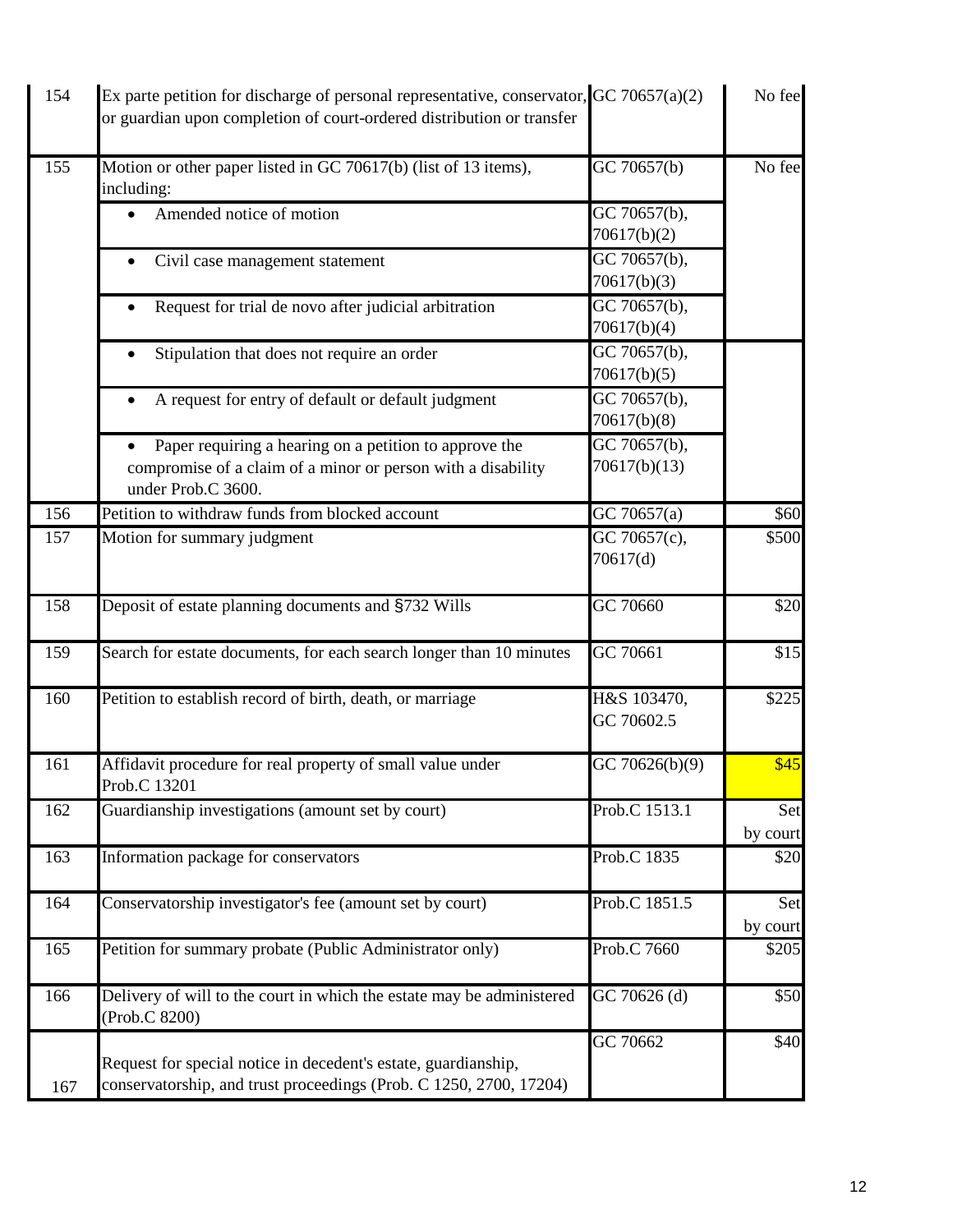| | | | |
|---|---|---|---|
| 154 | Ex parte petition for discharge of personal representative, conservator, or guardian upon completion of court-ordered distribution or transfer | GC 70657(a)(2) | No fee |
| 155 | Motion or other paper listed in GC 70617(b) (list of 13 items), including: | GC 70657(b) | No fee |
| | • Amended notice of motion | GC 70657(b), 70617(b)(2) | |
| | • Civil case management statement | GC 70657(b), 70617(b)(3) | |
| | • Request for trial de novo after judicial arbitration | GC 70657(b), 70617(b)(4) | |
| | • Stipulation that does not require an order | GC 70657(b), 70617(b)(5) | |
| | • A request for entry of default or default judgment | GC 70657(b), 70617(b)(8) | |
| | • Paper requiring a hearing on a petition to approve the compromise of a claim of a minor or person with a disability under Prob.C 3600. | GC 70657(b), 70617(b)(13) | |
| 156 | Petition to withdraw funds from blocked account | GC 70657(a) | $60 |
| 157 | Motion for summary judgment | GC 70657(c), 70617(d) | $500 |
| 158 | Deposit of estate planning documents and §732 Wills | GC 70660 | $20 |
| 159 | Search for estate documents, for each search longer than 10 minutes | GC 70661 | $15 |
| 160 | Petition to establish record of birth, death, or marriage | H&S 103470, GC 70602.5 | $225 |
| 161 | Affidavit procedure for real property of small value under Prob.C 13201 | GC 70626(b)(9) | $45 |
| 162 | Guardianship investigations (amount set by court) | Prob.C 1513.1 | Set by court |
| 163 | Information package for conservators | Prob.C 1835 | $20 |
| 164 | Conservatorship investigator's fee (amount set by court) | Prob.C 1851.5 | Set by court |
| 165 | Petition for summary probate (Public Administrator only) | Prob.C 7660 | $205 |
| 166 | Delivery of will to the court in which the estate may be administered (Prob.C 8200) | GC 70626 (d) | $50 |
| 167 | Request for special notice in decedent's estate, guardianship, conservatorship, and trust proceedings (Prob. C 1250, 2700, 17204) | GC 70662 | $40 |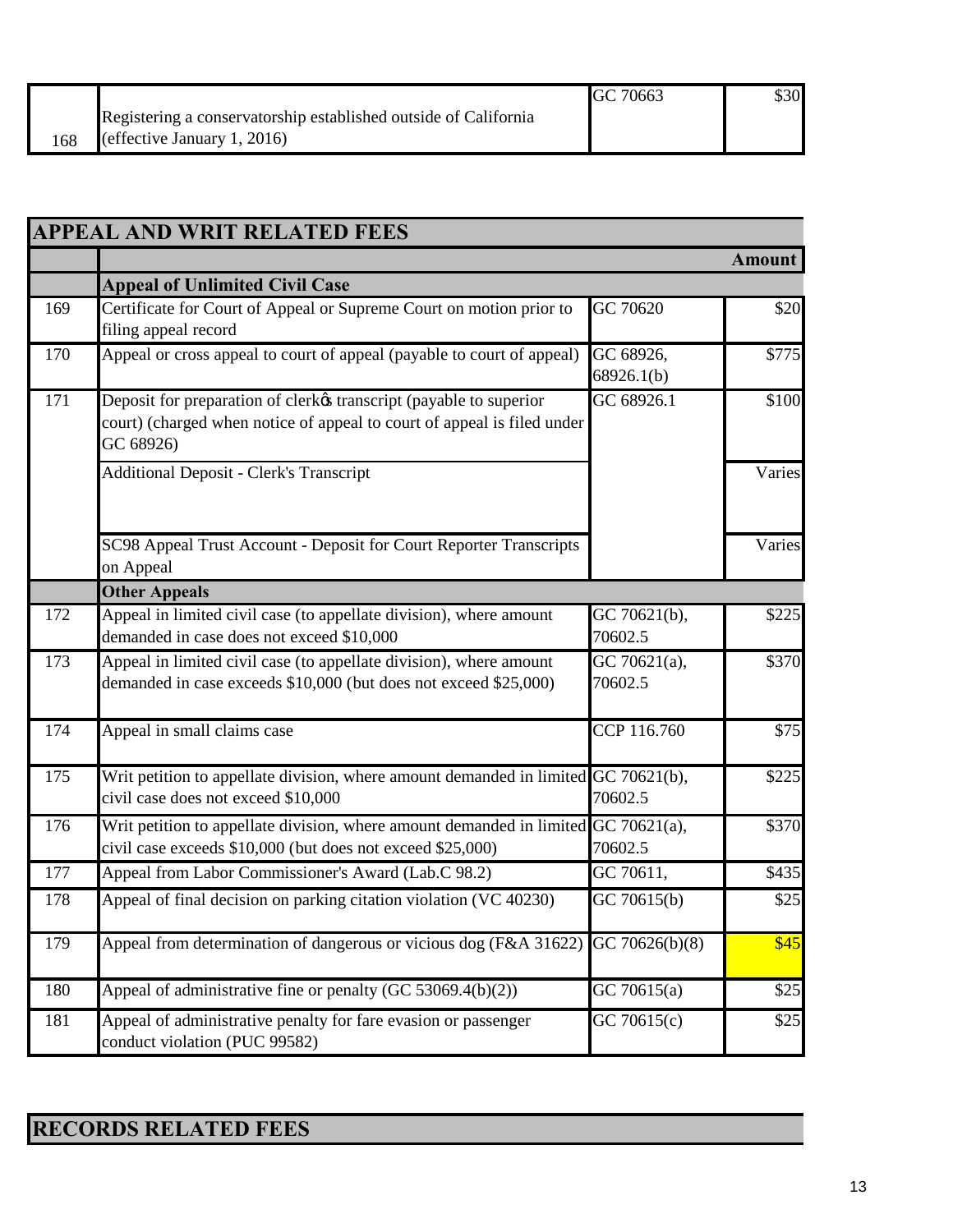| | | | |
|---|---|---|---|
| 168 | Registering a conservatorship established outside of California (effective January 1, 2016) | GC 70663 | $30 |

## APPEAL AND WRIT RELATED FEES

| | | | Amount |
|---|---|---|---|
| | **Appeal of Unlimited Civil Case** | | |
| 169 | Certificate for Court of Appeal or Supreme Court on motion prior to filing appeal record | GC 70620 | $20 |
| 170 | Appeal or cross appeal to court of appeal (payable to court of appeal) | GC 68926, 68926.1(b) | $775 |
| 171 | Deposit for preparation of clerk's transcript (payable to superior court) (charged when notice of appeal to court of appeal is filed under GC 68926) | GC 68926.1 | $100 |
| | Additional Deposit - Clerk's Transcript | | Varies |
| | SC98 Appeal Trust Account - Deposit for Court Reporter Transcripts on Appeal | | Varies |
| | **Other Appeals** | | |
| 172 | Appeal in limited civil case (to appellate division), where amount demanded in case does not exceed $10,000 | GC 70621(b), 70602.5 | $225 |
| 173 | Appeal in limited civil case (to appellate division), where amount demanded in case exceeds $10,000 (but does not exceed $25,000) | GC 70621(a), 70602.5 | $370 |
| 174 | Appeal in small claims case | CCP 116.760 | $75 |
| 175 | Writ petition to appellate division, where amount demanded in limited civil case does not exceed $10,000 | GC 70621(b), 70602.5 | $225 |
| 176 | Writ petition to appellate division, where amount demanded in limited civil case exceeds $10,000 (but does not exceed $25,000) | GC 70621(a), 70602.5 | $370 |
| 177 | Appeal from Labor Commissioner's Award (Lab.C 98.2) | GC 70611, | $435 |
| 178 | Appeal of final decision on parking citation violation (VC 40230) | GC 70615(b) | $25 |
| 179 | Appeal from determination of dangerous or vicious dog (F&A 31622) | GC 70626(b)(8) | $45 |
| 180 | Appeal of administrative fine or penalty (GC 53069.4(b)(2)) | GC 70615(a) | $25 |
| 181 | Appeal of administrative penalty for fare evasion or passenger conduct violation (PUC 99582) | GC 70615(c) | $25 |

## RECORDS RELATED FEES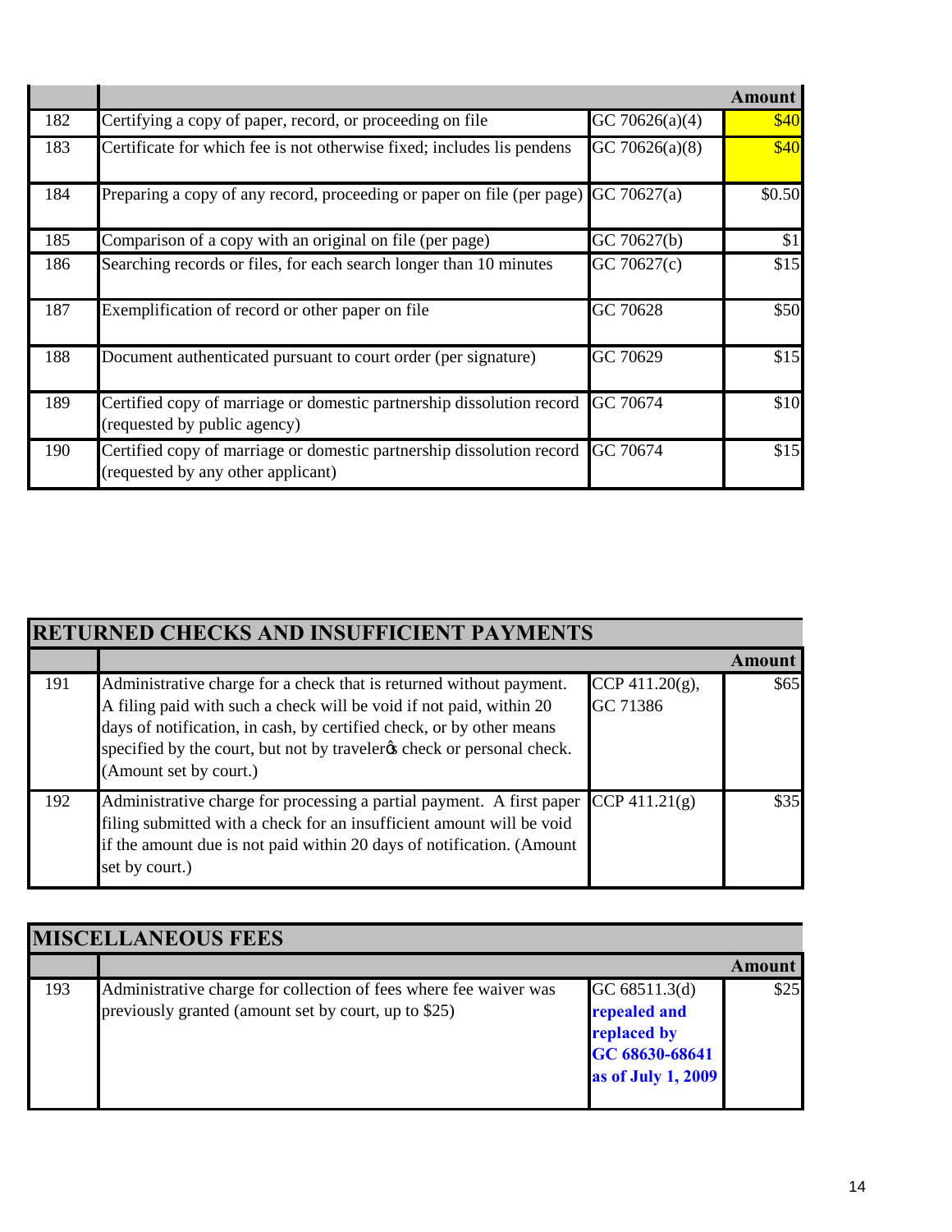| | | | Amount |
|---|---|---|---|
| 182 | Certifying a copy of paper, record, or proceeding on file | GC 70626(a)(4) | $40 |
| 183 | Certificate for which fee is not otherwise fixed; includes lis pendens | GC 70626(a)(8) | $40 |
| 184 | Preparing a copy of any record, proceeding or paper on file (per page) | GC 70627(a) | $0.50 |
| 185 | Comparison of a copy with an original on file (per page) | GC 70627(b) | $1 |
| 186 | Searching records or files, for each search longer than 10 minutes | GC 70627(c) | $15 |
| 187 | Exemplification of record or other paper on file | GC 70628 | $50 |
| 188 | Document authenticated pursuant to court order (per signature) | GC 70629 | $15 |
| 189 | Certified copy of marriage or domestic partnership dissolution record (requested by public agency) | GC 70674 | $10 |
| 190 | Certified copy of marriage or domestic partnership dissolution record (requested by any other applicant) | GC 70674 | $15 |

## RETURNED CHECKS AND INSUFFICIENT PAYMENTS

| | | | Amount |
|---|---|---|---|
| 191 | Administrative charge for a check that is returned without payment. A filing paid with such a check will be void if not paid, within 20 days of notification, in cash, by certified check, or by other means specified by the court, but not by traveler's check or personal check. (Amount set by court.) | CCP 411.20(g), GC 71386 | $65 |
| 192 | Administrative charge for processing a partial payment. A first paper filing submitted with a check for an insufficient amount will be void if the amount due is not paid within 20 days of notification. (Amount set by court.) | CCP 411.21(g) | $35 |

## MISCELLANEOUS FEES

| | | | Amount |
|---|---|---|---|
| 193 | Administrative charge for collection of fees where fee waiver was previously granted (amount set by court, up to $25) | GC 68511.3(d) **repealed and replaced by GC 68630-68641 as of July 1, 2009** | $25 |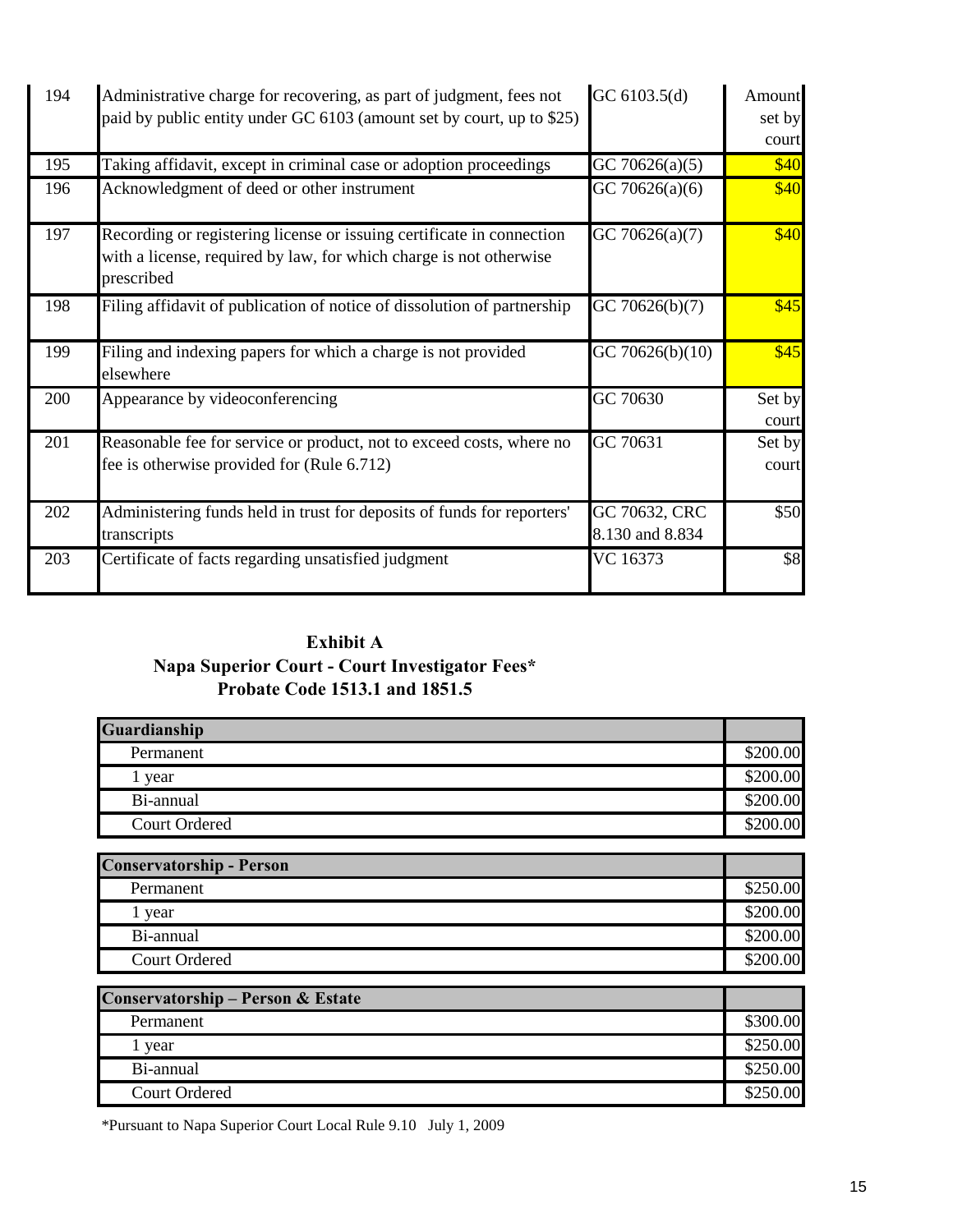| 194 | Administrative charge for recovering, as part of judgment, fees not paid by public entity under GC 6103 (amount set by court, up to $25) | GC 6103.5(d) | Amount set by court |
|---|---|---|---|
| 195 | Taking affidavit, except in criminal case or adoption proceedings | GC 70626(a)(5) | $40 |
| 196 | Acknowledgment of deed or other instrument | GC 70626(a)(6) | $40 |
| 197 | Recording or registering license or issuing certificate in connection with a license, required by law, for which charge is not otherwise prescribed | GC 70626(a)(7) | $40 |
| 198 | Filing affidavit of publication of notice of dissolution of partnership | GC 70626(b)(7) | $45 |
| 199 | Filing and indexing papers for which a charge is not provided elsewhere | GC 70626(b)(10) | $45 |
| 200 | Appearance by videoconferencing | GC 70630 | Set by court |
| 201 | Reasonable fee for service or product, not to exceed costs, where no fee is otherwise provided for (Rule 6.712) | GC 70631 | Set by court |
| 202 | Administering funds held in trust for deposits of funds for reporters' transcripts | GC 70632, CRC 8.130 and 8.834 | $50 |
| 203 | Certificate of facts regarding unsatisfied judgment | VC 16373 | $8 |

## Exhibit A
## Napa Superior Court - Court Investigator Fees*
## Probate Code 1513.1 and 1851.5

| **Guardianship** | |
|---|---|
| Permanent | $200.00 |
| 1 year | $200.00 |
| Bi-annual | $200.00 |
| Court Ordered | $200.00 |

| **Conservatorship - Person** | |
|---|---|
| Permanent | $250.00 |
| 1 year | $200.00 |
| Bi-annual | $200.00 |
| Court Ordered | $200.00 |

| **Conservatorship – Person & Estate** | |
|---|---|
| Permanent | $300.00 |
| 1 year | $250.00 |
| Bi-annual | $250.00 |
| Court Ordered | $250.00 |

*Pursuant to Napa Superior Court Local Rule 9.10 July 1, 2009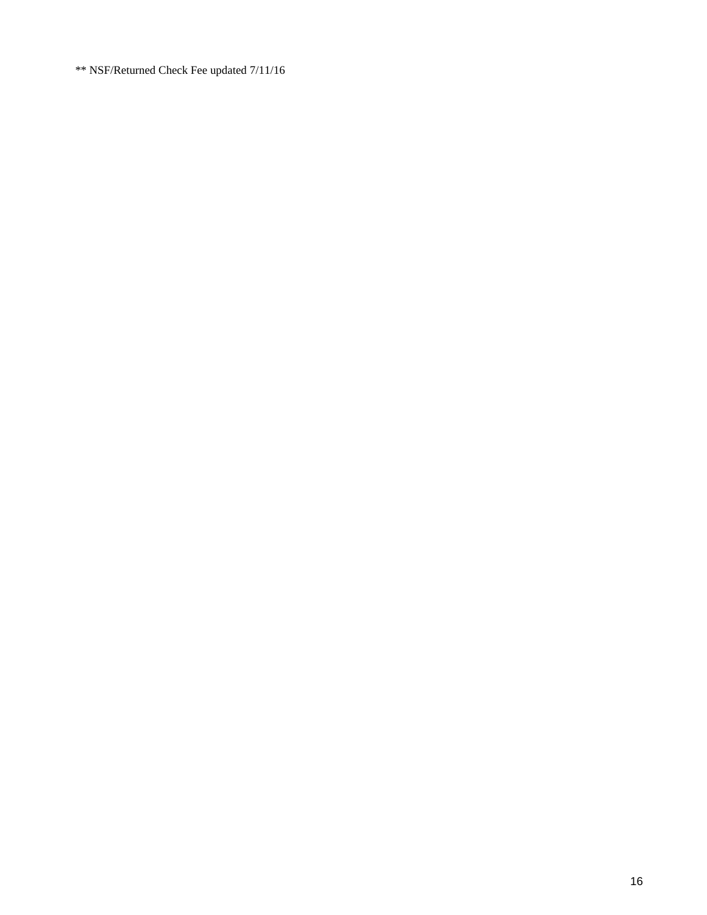** NSF/Returned Check Fee updated 7/11/16